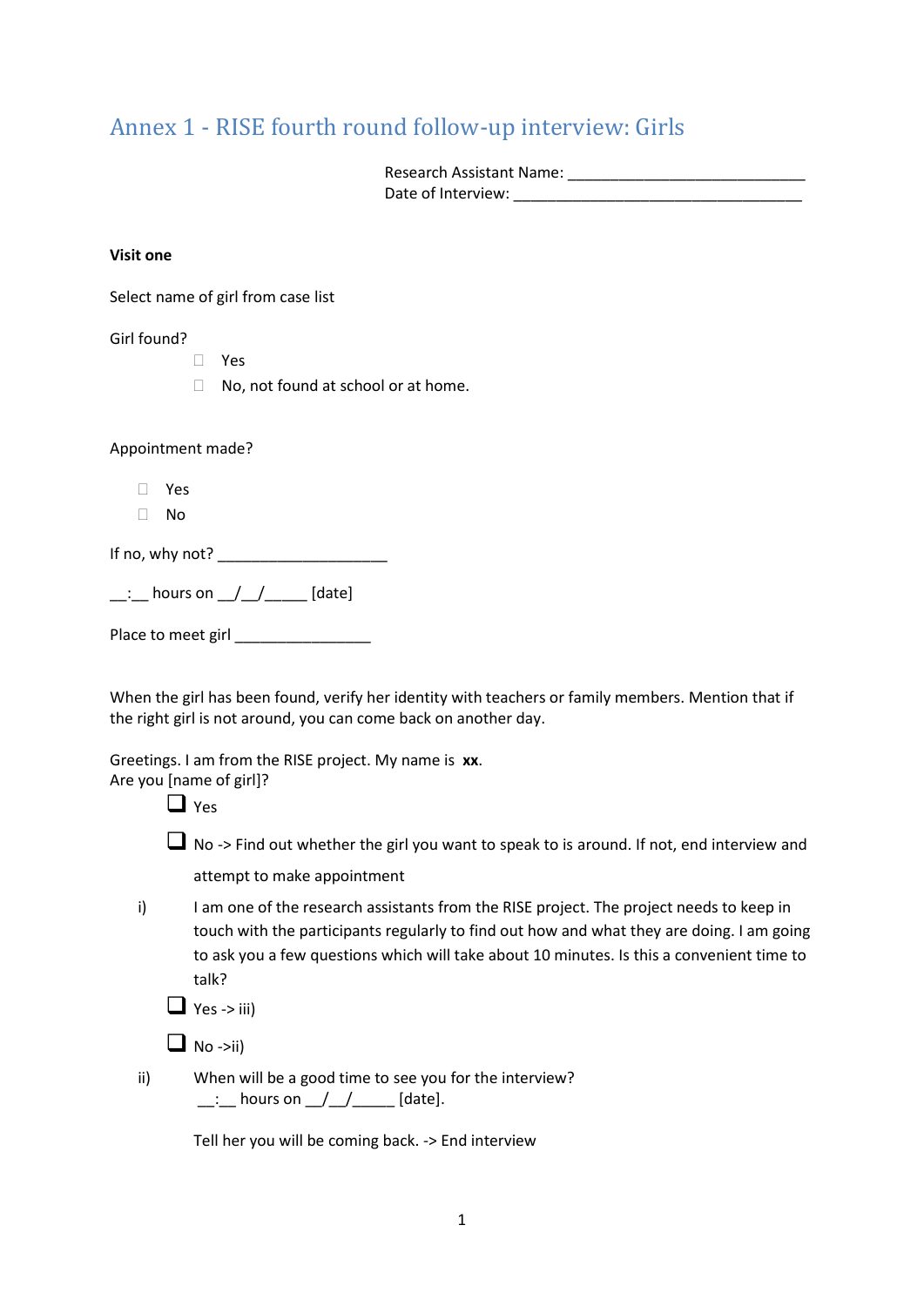# Annex 1 - RISE fourth round follow-up interview: Girls

Research Assistant Name: ____________________________
Date of Interview: __________________________________

**Visit one**

Select name of girl from case list

Girl found?

- ☐ Yes
- ☐ No, not found at school or at home.

Appointment made?

- ☐ Yes
- ☐ No

If no, why not? ____________________

__:__ hours on __/__/_____ [date]

Place to meet girl ________________

When the girl has been found, verify her identity with teachers or family members. Mention that if the right girl is not around, you can come back on another day.

Greetings. I am from the RISE project. My name is **xx**.
Are you [name of girl]?

- ☐ Yes
- ☐ No -> Find out whether the girl you want to speak to is around. If not, end interview and attempt to make appointment

i) I am one of the research assistants from the RISE project. The project needs to keep in touch with the participants regularly to find out how and what they are doing. I am going to ask you a few questions which will take about 10 minutes. Is this a convenient time to talk?

- ☐ Yes -> iii)
- ☐ No ->ii)

ii) When will be a good time to see you for the interview?
__:__ hours on __/__/_____ [date].

Tell her you will be coming back. -> End interview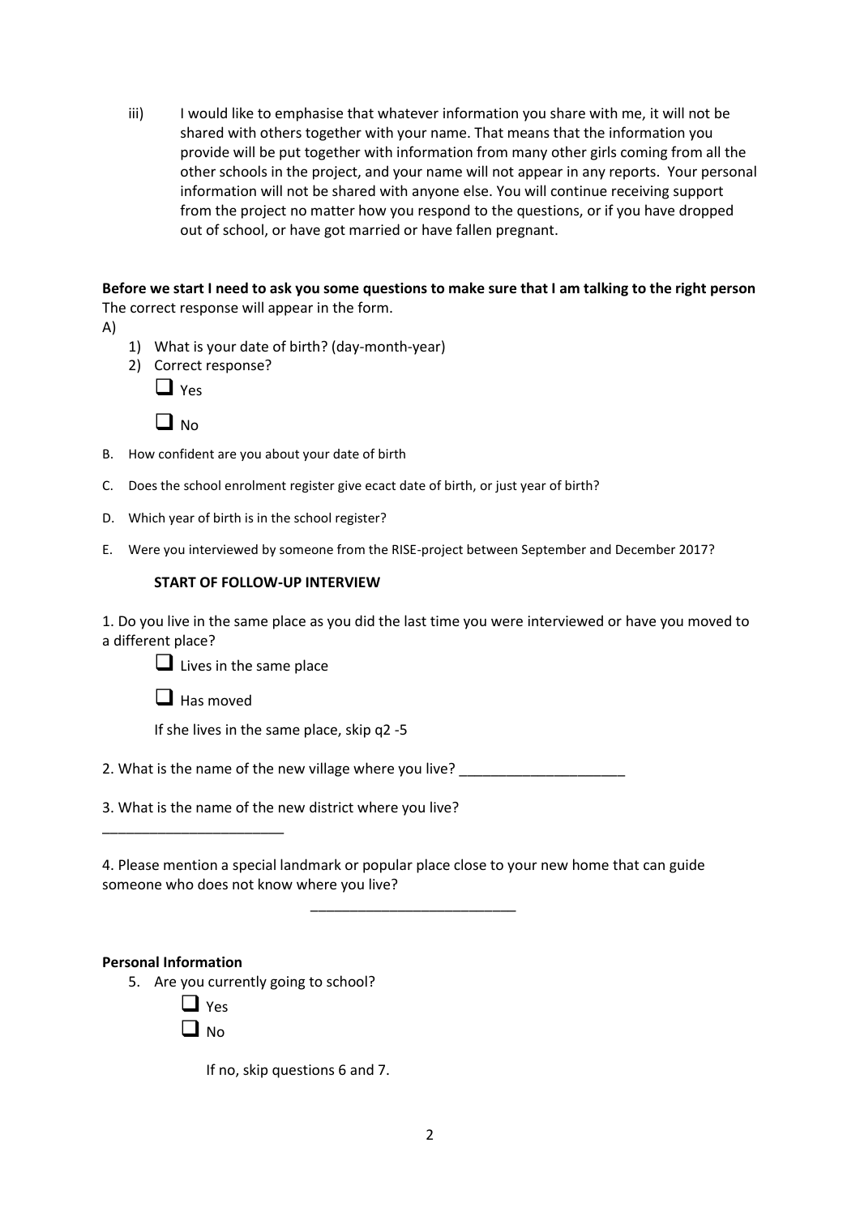iii) I would like to emphasise that whatever information you share with me, it will not be shared with others together with your name. That means that the information you provide will be put together with information from many other girls coming from all the other schools in the project, and your name will not appear in any reports. Your personal information will not be shared with anyone else. You will continue receiving support from the project no matter how you respond to the questions, or if you have dropped out of school, or have got married or have fallen pregnant.

**Before we start I need to ask you some questions to make sure that I am talking to the right person**
The correct response will appear in the form.

A)

1) What is your date of birth? (day-month-year)
2) Correct response?

   ❑ Yes

   ❑ No

B. How confident are you about your date of birth

C. Does the school enrolment register give ecact date of birth, or just year of birth?

D. Which year of birth is in the school register?

E. Were you interviewed by someone from the RISE-project between September and December 2017?

**START OF FOLLOW-UP INTERVIEW**

1. Do you live in the same place as you did the last time you were interviewed or have you moved to a different place?

   ❑ Lives in the same place

   ❑ Has moved

   If she lives in the same place, skip q2 -5

2. What is the name of the new village where you live? _____________________

3. What is the name of the new district where you live?
_______________________

4. Please mention a special landmark or popular place close to your new home that can guide someone who does not know where you live?
__________________________

**Personal Information**

5. Are you currently going to school?

   ❑ Yes

   ❑ No

   If no, skip questions 6 and 7.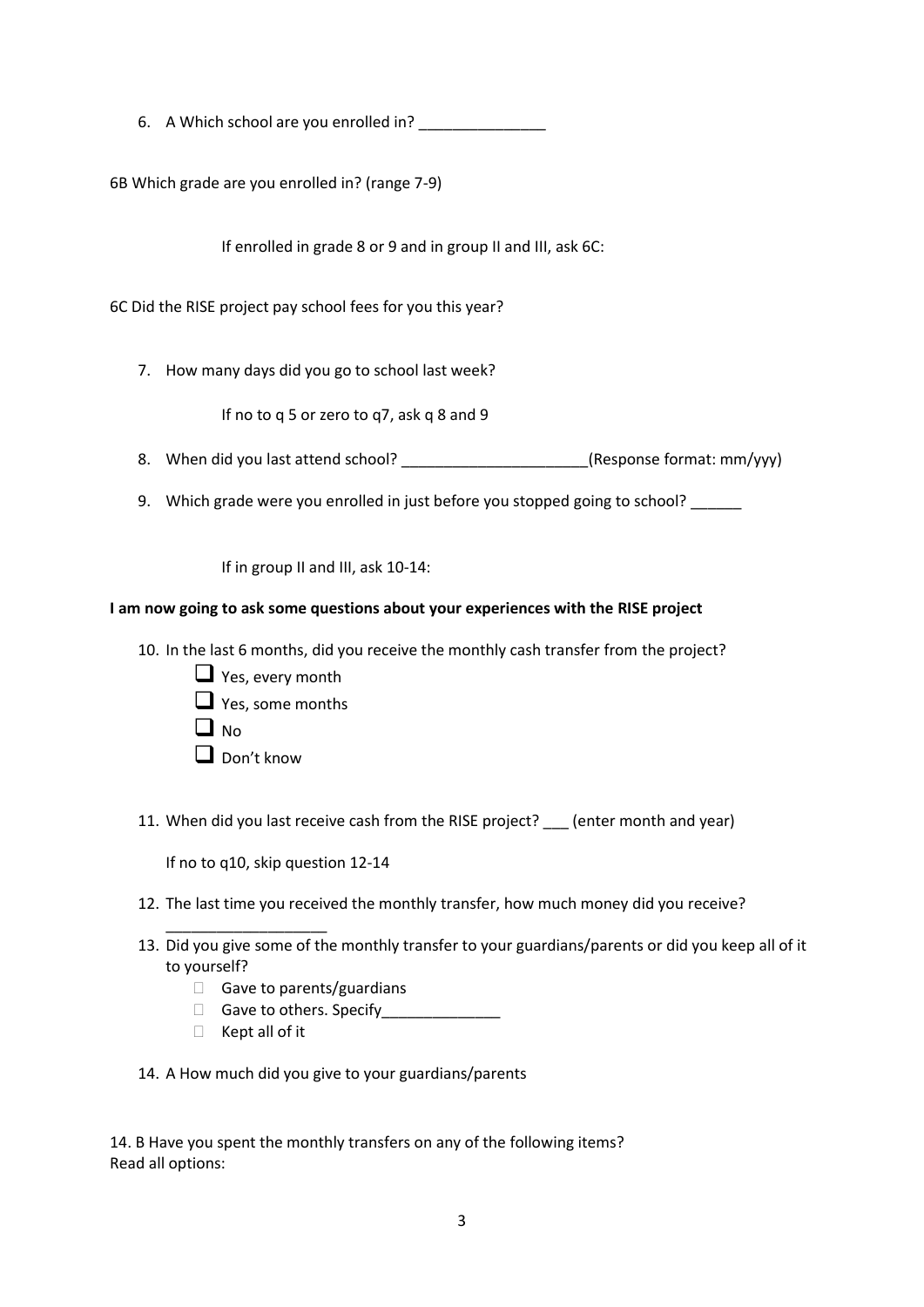6. A Which school are you enrolled in? _______________

6B Which grade are you enrolled in? (range 7-9)

If enrolled in grade 8 or 9 and in group II and III, ask 6C:

6C Did the RISE project pay school fees for you this year?

7. How many days did you go to school last week?

   If no to q 5 or zero to q7, ask q 8 and 9

8. When did you last attend school? ______________________(Response format: mm/yyy)

9. Which grade were you enrolled in just before you stopped going to school? ______

   If in group II and III, ask 10-14:

**I am now going to ask some questions about your experiences with the RISE project**

10. In the last 6 months, did you receive the monthly cash transfer from the project?
    - ☐ Yes, every month
    - ☐ Yes, some months
    - ☐ No
    - ☐ Don't know

11. When did you last receive cash from the RISE project? ___ (enter month and year)

    If no to q10, skip question 12-14

12. The last time you received the monthly transfer, how much money did you receive? ___________________

13. Did you give some of the monthly transfer to your guardians/parents or did you keep all of it to yourself?
    - ☐ Gave to parents/guardians
    - ☐ Gave to others. Specify______________
    - ☐ Kept all of it

14. A How much did you give to your guardians/parents

14. B Have you spent the monthly transfers on any of the following items?
Read all options: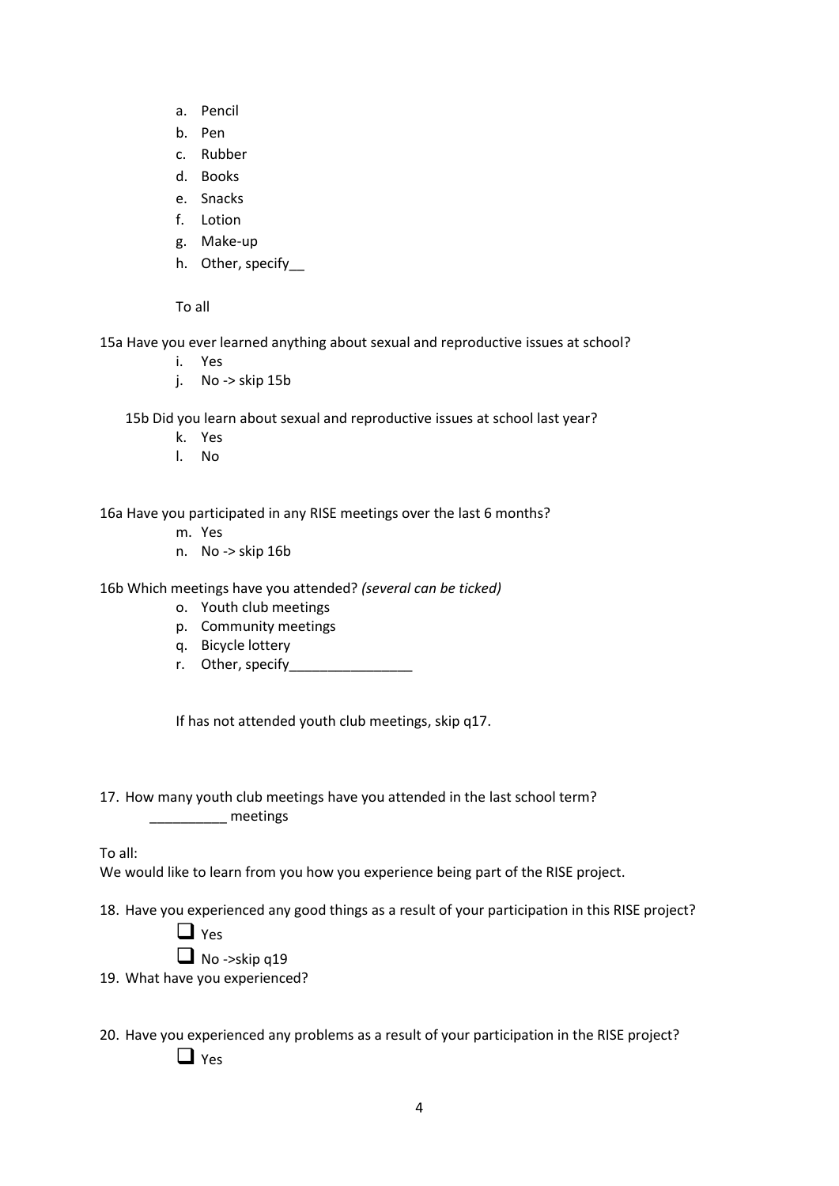a. Pencil
b. Pen
c. Rubber
d. Books
e. Snacks
f. Lotion
g. Make-up
h. Other, specify__

To all

15a Have you ever learned anything about sexual and reproductive issues at school?

i. Yes
j. No -> skip 15b

15b Did you learn about sexual and reproductive issues at school last year?

k. Yes
l. No

16a Have you participated in any RISE meetings over the last 6 months?

m. Yes
n. No -> skip 16b

16b Which meetings have you attended? *(several can be ticked)*

o. Youth club meetings
p. Community meetings
q. Bicycle lottery
r. Other, specify________________

If has not attended youth club meetings, skip q17.

17. How many youth club meetings have you attended in the last school term?
__________ meetings

To all:
We would like to learn from you how you experience being part of the RISE project.

18. Have you experienced any good things as a result of your participation in this RISE project?
    - ☐ Yes
    - ☐ No ->skip q19
19. What have you experienced?

20. Have you experienced any problems as a result of your participation in the RISE project?
    - ☐ Yes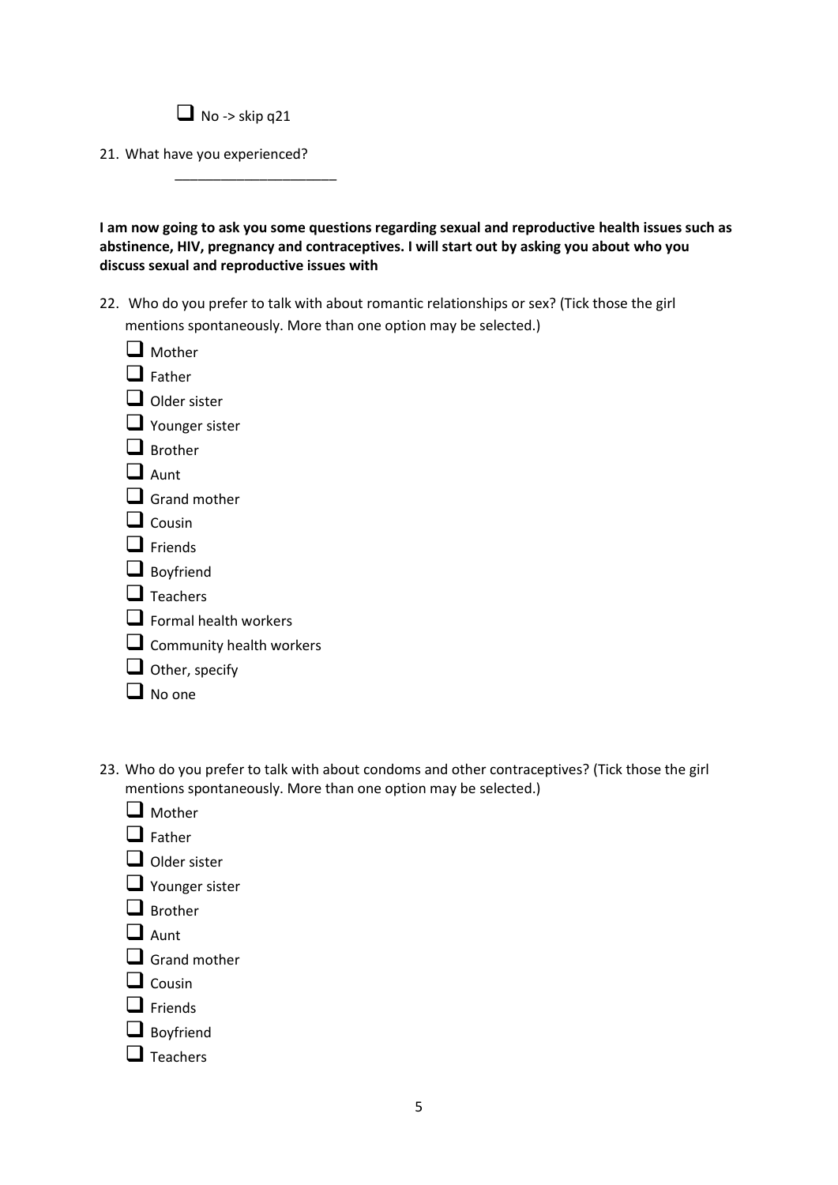- ☐ No -> skip q21

21. What have you experienced?

    ____________________

**I am now going to ask you some questions regarding sexual and reproductive health issues such as abstinence, HIV, pregnancy and contraceptives. I will start out by asking you about who you discuss sexual and reproductive issues with**

22. Who do you prefer to talk with about romantic relationships or sex? (Tick those the girl mentions spontaneously. More than one option may be selected.)

    - ☐ Mother
    - ☐ Father
    - ☐ Older sister
    - ☐ Younger sister
    - ☐ Brother
    - ☐ Aunt
    - ☐ Grand mother
    - ☐ Cousin
    - ☐ Friends
    - ☐ Boyfriend
    - ☐ Teachers
    - ☐ Formal health workers
    - ☐ Community health workers
    - ☐ Other, specify
    - ☐ No one

23. Who do you prefer to talk with about condoms and other contraceptives? (Tick those the girl mentions spontaneously. More than one option may be selected.)

    - ☐ Mother
    - ☐ Father
    - ☐ Older sister
    - ☐ Younger sister
    - ☐ Brother
    - ☐ Aunt
    - ☐ Grand mother
    - ☐ Cousin
    - ☐ Friends
    - ☐ Boyfriend
    - ☐ Teachers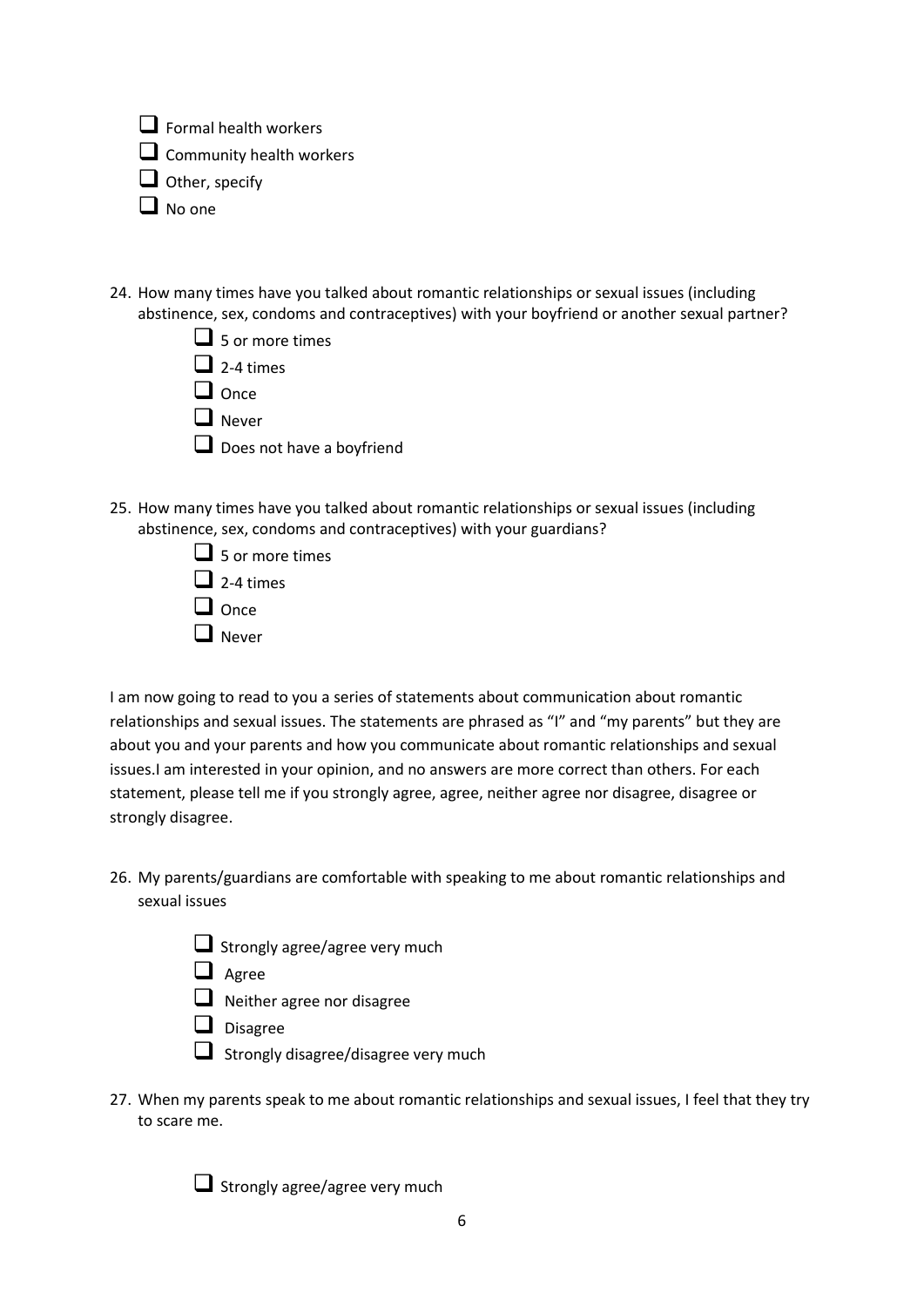- ☐ Formal health workers
- ☐ Community health workers
- ☐ Other, specify
- ☐ No one

24. How many times have you talked about romantic relationships or sexual issues (including abstinence, sex, condoms and contraceptives) with your boyfriend or another sexual partner?
    - ☐ 5 or more times
    - ☐ 2-4 times
    - ☐ Once
    - ☐ Never
    - ☐ Does not have a boyfriend

25. How many times have you talked about romantic relationships or sexual issues (including abstinence, sex, condoms and contraceptives) with your guardians?
    - ☐ 5 or more times
    - ☐ 2-4 times
    - ☐ Once
    - ☐ Never

I am now going to read to you a series of statements about communication about romantic relationships and sexual issues. The statements are phrased as "I" and "my parents" but they are about you and your parents and how you communicate about romantic relationships and sexual issues.I am interested in your opinion, and no answers are more correct than others. For each statement, please tell me if you strongly agree, agree, neither agree nor disagree, disagree or strongly disagree.

26. My parents/guardians are comfortable with speaking to me about romantic relationships and sexual issues
    - ☐ Strongly agree/agree very much
    - ☐ Agree
    - ☐ Neither agree nor disagree
    - ☐ Disagree
    - ☐ Strongly disagree/disagree very much

27. When my parents speak to me about romantic relationships and sexual issues, I feel that they try to scare me.
    - ☐ Strongly agree/agree very much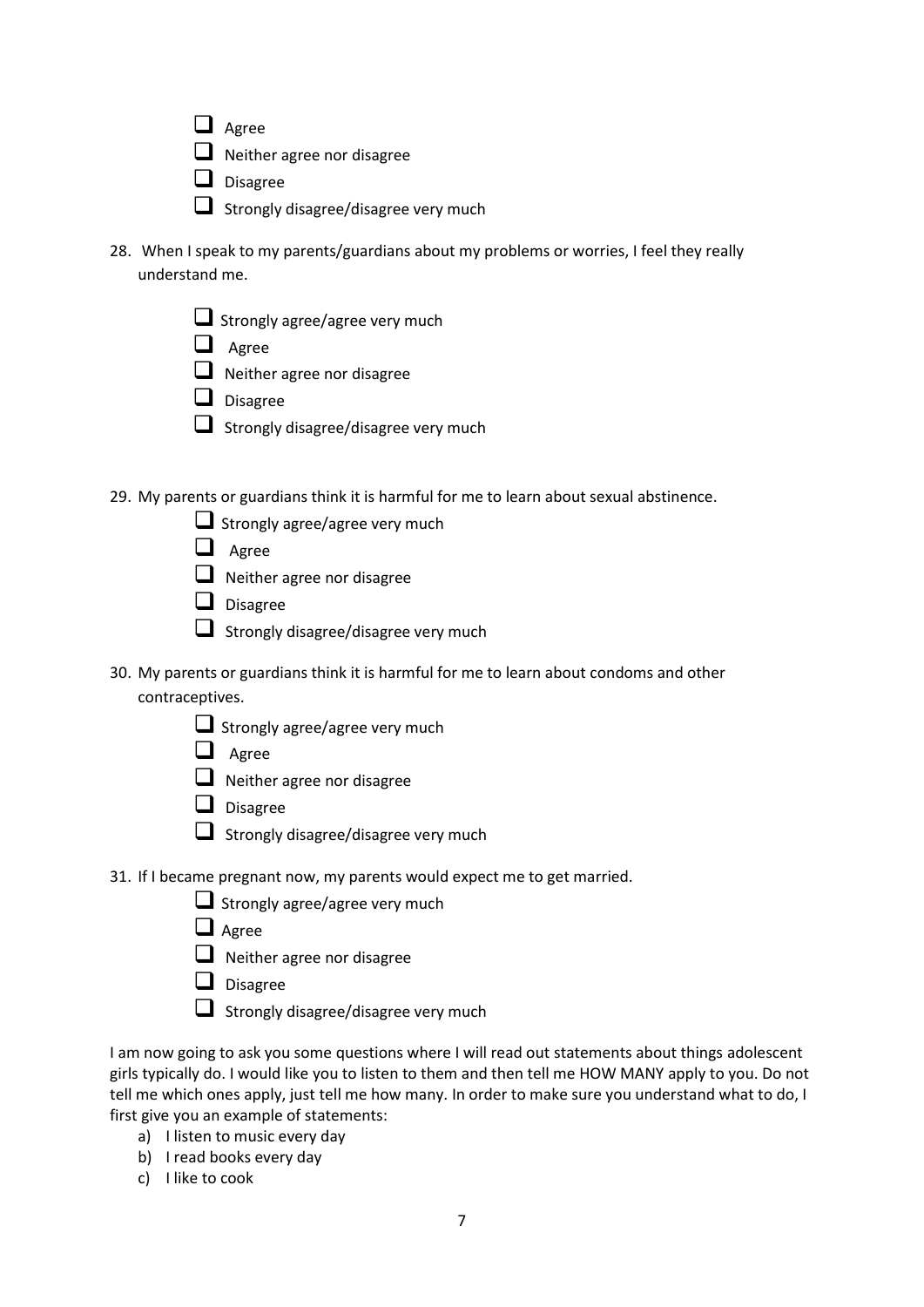- [ ] Agree
- [ ] Neither agree nor disagree
- [ ] Disagree
- [ ] Strongly disagree/disagree very much

28. When I speak to my parents/guardians about my problems or worries, I feel they really understand me.

- [ ] Strongly agree/agree very much
- [ ] Agree
- [ ] Neither agree nor disagree
- [ ] Disagree
- [ ] Strongly disagree/disagree very much

29. My parents or guardians think it is harmful for me to learn about sexual abstinence.

- [ ] Strongly agree/agree very much
- [ ] Agree
- [ ] Neither agree nor disagree
- [ ] Disagree
- [ ] Strongly disagree/disagree very much

30. My parents or guardians think it is harmful for me to learn about condoms and other contraceptives.

- [ ] Strongly agree/agree very much
- [ ] Agree
- [ ] Neither agree nor disagree
- [ ] Disagree
- [ ] Strongly disagree/disagree very much

31. If I became pregnant now, my parents would expect me to get married.

- [ ] Strongly agree/agree very much
- [ ] Agree
- [ ] Neither agree nor disagree
- [ ] Disagree
- [ ] Strongly disagree/disagree very much

I am now going to ask you some questions where I will read out statements about things adolescent girls typically do. I would like you to listen to them and then tell me HOW MANY apply to you. Do not tell me which ones apply, just tell me how many. In order to make sure you understand what to do, I first give you an example of statements:

a) I listen to music every day
b) I read books every day
c) I like to cook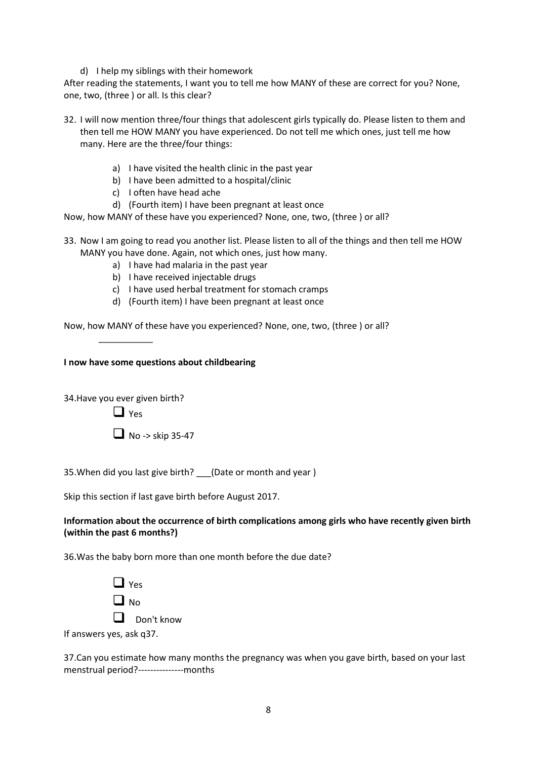d) I help my siblings with their homework

After reading the statements, I want you to tell me how MANY of these are correct for you? None, one, two, (three ) or all. Is this clear?

32. I will now mention three/four things that adolescent girls typically do. Please listen to them and then tell me HOW MANY you have experienced. Do not tell me which ones, just tell me how many. Here are the three/four things:
    - a) I have visited the health clinic in the past year
    - b) I have been admitted to a hospital/clinic
    - c) I often have head ache
    - d) (Fourth item) I have been pregnant at least once

Now, how MANY of these have you experienced? None, one, two, (three ) or all?

33. Now I am going to read you another list. Please listen to all of the things and then tell me HOW MANY you have done. Again, not which ones, just how many.
    - a) I have had malaria in the past year
    - b) I have received injectable drugs
    - c) I have used herbal treatment for stomach cramps
    - d) (Fourth item) I have been pregnant at least once

Now, how MANY of these have you experienced? None, one, two, (three ) or all?

___________

**I now have some questions about childbearing**

34.Have you ever given birth?

- ☐ Yes
- ☐ No -> skip 35-47

35.When did you last give birth? ___(Date or month and year )

Skip this section if last gave birth before August 2017.

**Information about the occurrence of birth complications among girls who have recently given birth (within the past 6 months?)**

36.Was the baby born more than one month before the due date?

- ☐ Yes
- ☐ No
- ☐ Don't know

If answers yes, ask q37.

37.Can you estimate how many months the pregnancy was when you gave birth, based on your last menstrual period?---------------months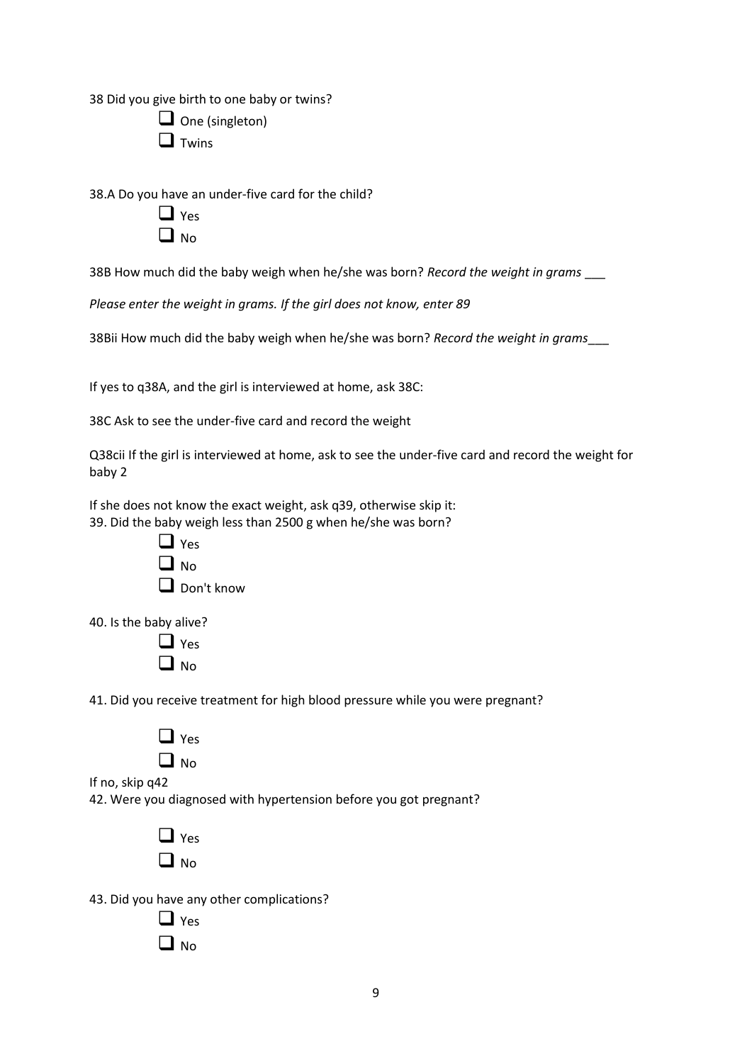38 Did you give birth to one baby or twins?

- ☐ One (singleton)
- ☐ Twins

38.A Do you have an under-five card for the child?

- ☐ Yes
- ☐ No

38B How much did the baby weigh when he/she was born? *Record the weight in grams* ___

*Please enter the weight in grams. If the girl does not know, enter 89*

38Bii How much did the baby weigh when he/she was born? *Record the weight in grams*___

If yes to q38A, and the girl is interviewed at home, ask 38C:

38C Ask to see the under-five card and record the weight

Q38cii If the girl is interviewed at home, ask to see the under-five card and record the weight for baby 2

If she does not know the exact weight, ask q39, otherwise skip it:
39. Did the baby weigh less than 2500 g when he/she was born?

- ☐ Yes
- ☐ No
- ☐ Don't know

40. Is the baby alive?

- ☐ Yes
- ☐ No

41. Did you receive treatment for high blood pressure while you were pregnant?

- ☐ Yes
- ☐ No

If no, skip q42
42. Were you diagnosed with hypertension before you got pregnant?

- ☐ Yes
- ☐ No

43. Did you have any other complications?

- ☐ Yes
- ☐ No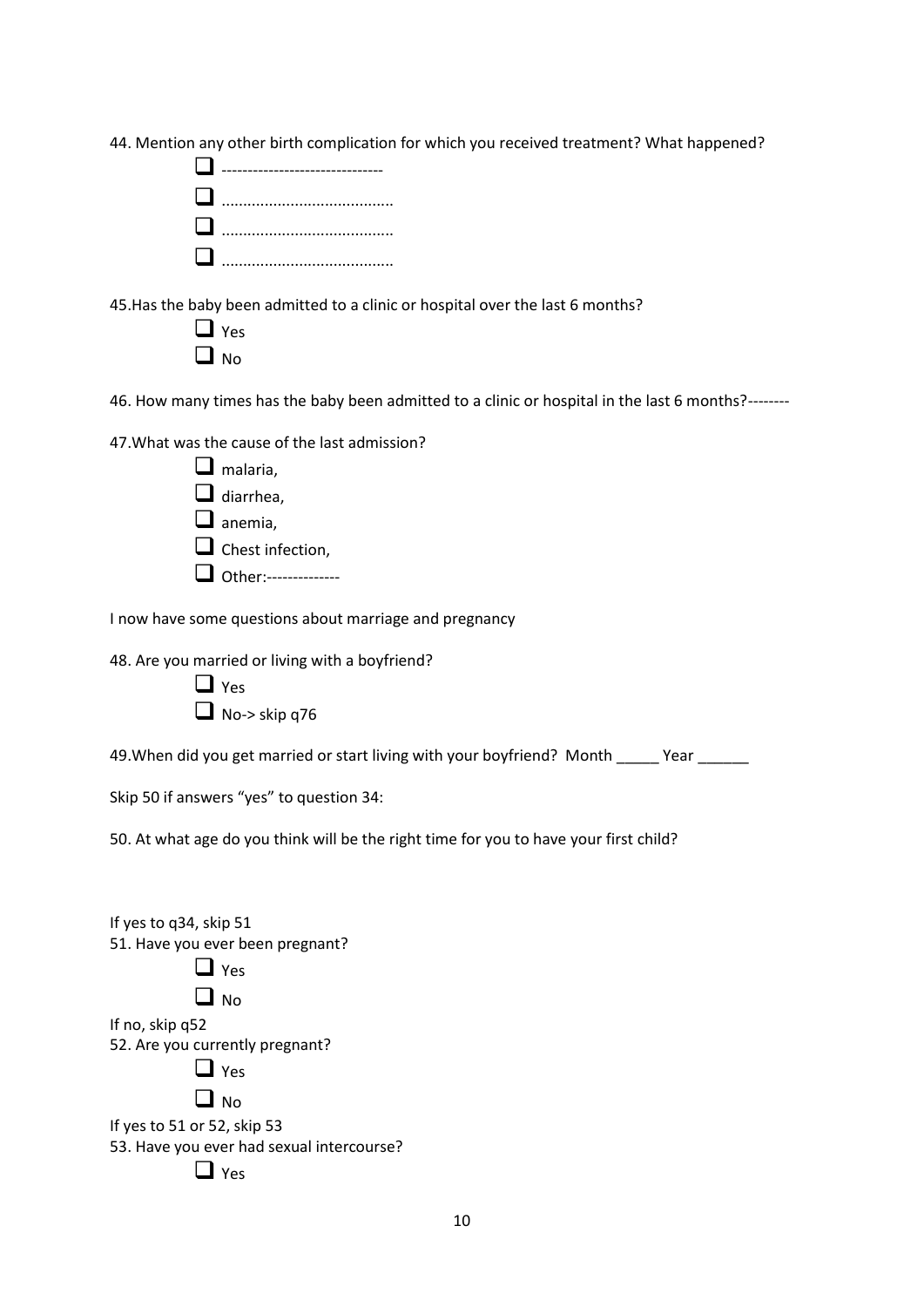44. Mention any other birth complication for which you received treatment? What happened?

- ☐ ------------------------------
- ☐ .......................................
- ☐ .......................................
- ☐ .......................................

45.Has the baby been admitted to a clinic or hospital over the last 6 months?

- ☐ Yes
- ☐ No

46. How many times has the baby been admitted to a clinic or hospital in the last 6 months?--------

47.What was the cause of the last admission?

- ☐ malaria,
- ☐ diarrhea,
- ☐ anemia,
- ☐ Chest infection,
- ☐ Other:--------------

I now have some questions about marriage and pregnancy

48. Are you married or living with a boyfriend?

- ☐ Yes
- ☐ No-> skip q76

49.When did you get married or start living with your boyfriend? Month _____ Year ______

Skip 50 if answers "yes" to question 34:

50. At what age do you think will be the right time for you to have your first child?

If yes to q34, skip 51

51. Have you ever been pregnant?

- ☐ Yes
- ☐ No

If no, skip q52

52. Are you currently pregnant?

- ☐ Yes
- ☐ No

If yes to 51 or 52, skip 53

53. Have you ever had sexual intercourse?

- ☐ Yes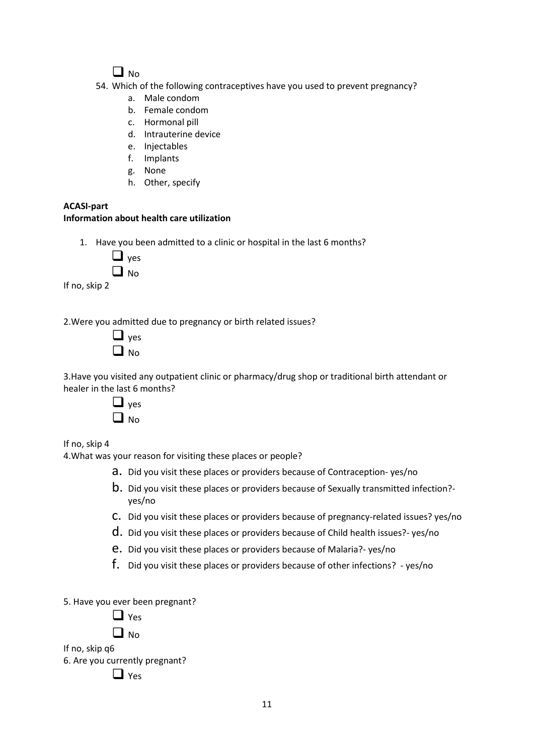☐ No

54. Which of the following contraceptives have you used to prevent pregnancy?
    a. Male condom
    b. Female condom
    c. Hormonal pill
    d. Intrauterine device
    e. Injectables
    f. Implants
    g. None
    h. Other, specify

**ACASI-part**

**Information about health care utilization**

1. Have you been admitted to a clinic or hospital in the last 6 months?

   ☐ yes

   ☐ No

If no, skip 2

2.Were you admitted due to pregnancy or birth related issues?

   ☐ yes

   ☐ No

3.Have you visited any outpatient clinic or pharmacy/drug shop or traditional birth attendant or healer in the last 6 months?

   ☐ yes

   ☐ No

If no, skip 4

4.What was your reason for visiting these places or people?

   a. Did you visit these places or providers because of Contraception- yes/no
   b. Did you visit these places or providers because of Sexually transmitted infection?- yes/no
   c. Did you visit these places or providers because of pregnancy-related issues? yes/no
   d. Did you visit these places or providers because of Child health issues?- yes/no
   e. Did you visit these places or providers because of Malaria?- yes/no
   f. Did you visit these places or providers because of other infections? - yes/no

5. Have you ever been pregnant?

   ☐ Yes

   ☐ No

If no, skip q6

6. Are you currently pregnant?

   ☐ Yes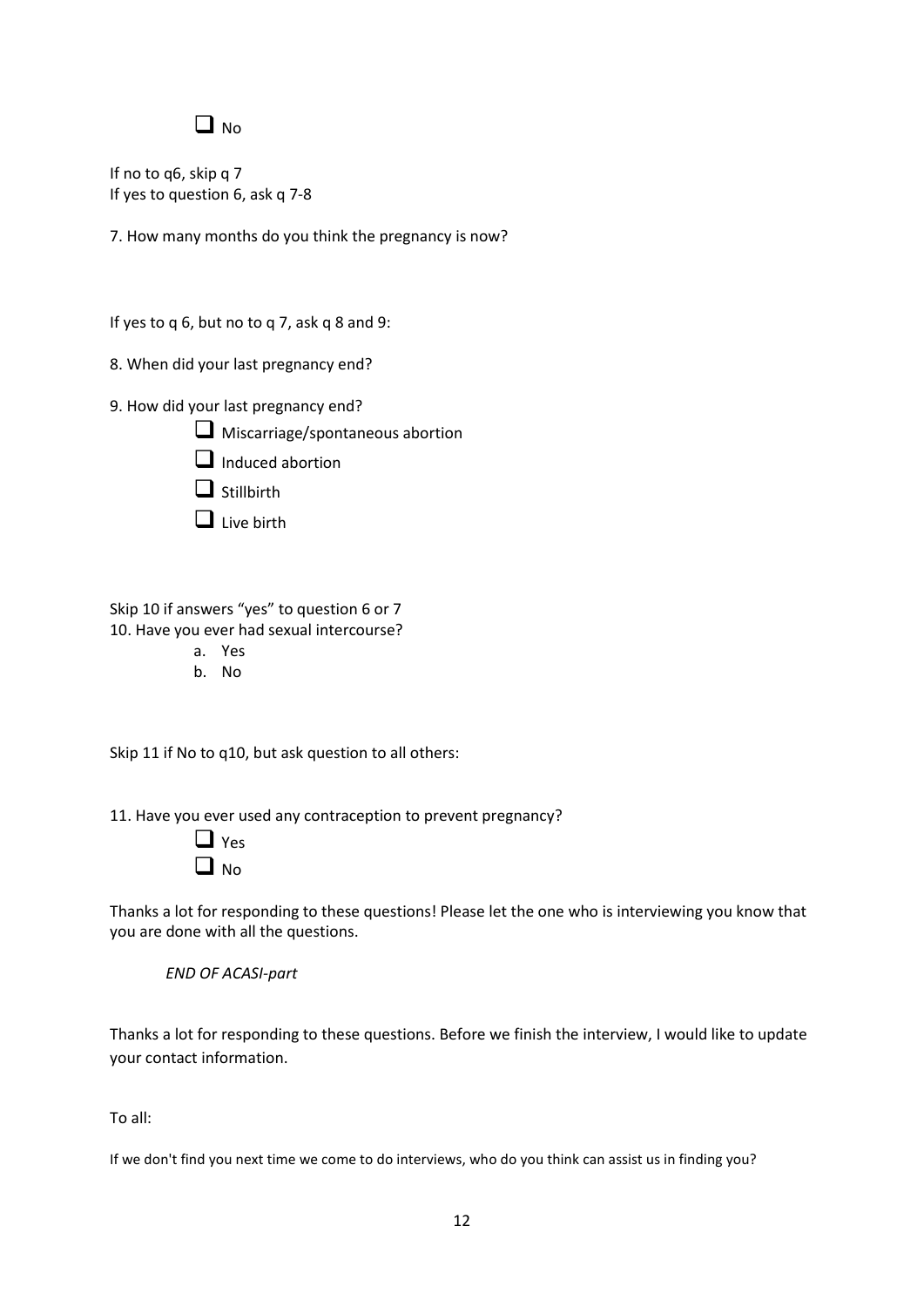- [ ] No

If no to q6, skip q 7
If yes to question 6, ask q 7-8

7. How many months do you think the pregnancy is now?

If yes to q 6, but no to q 7, ask q 8 and 9:

8. When did your last pregnancy end?

9. How did your last pregnancy end?

- [ ] Miscarriage/spontaneous abortion
- [ ] Induced abortion
- [ ] Stillbirth
- [ ] Live birth

Skip 10 if answers "yes" to question 6 or 7
10. Have you ever had sexual intercourse?

a. Yes
b. No

Skip 11 if No to q10, but ask question to all others:

11. Have you ever used any contraception to prevent pregnancy?

- [ ] Yes
- [ ] No

Thanks a lot for responding to these questions! Please let the one who is interviewing you know that you are done with all the questions.

*END OF ACASI-part*

Thanks a lot for responding to these questions. Before we finish the interview, I would like to update your contact information.

To all:

If we don't find you next time we come to do interviews, who do you think can assist us in finding you?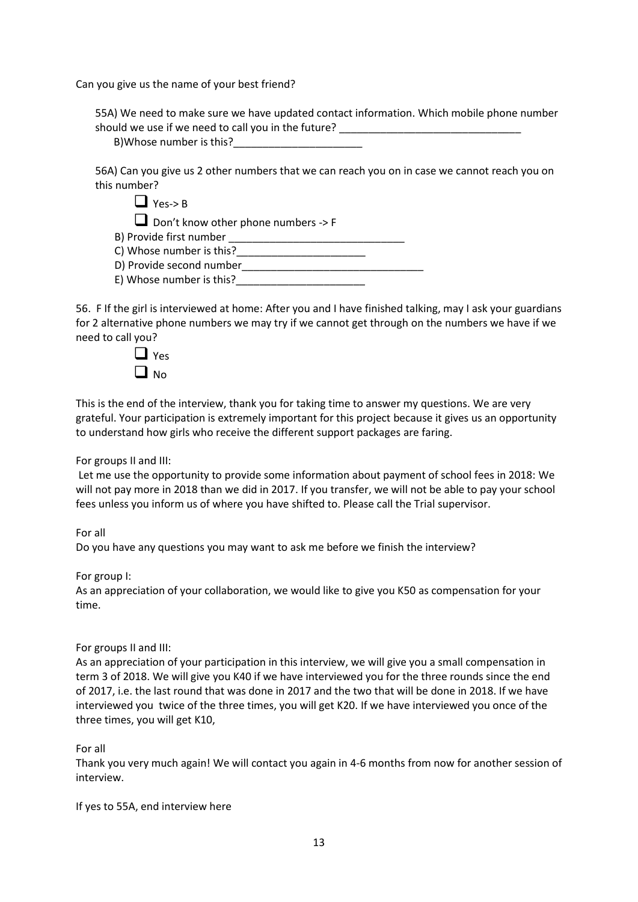Can you give us the name of your best friend?

55A) We need to make sure we have updated contact information. Which mobile phone number should we use if we need to call you in the future? _______________________________

B)Whose number is this?______________________

56A) Can you give us 2 other numbers that we can reach you on in case we cannot reach you on this number?

- ☐ Yes-> B
- ☐ Don't know other phone numbers -> F

B) Provide first number ______________________________

C) Whose number is this?______________________

D) Provide second number_______________________________

E) Whose number is this?______________________

56. F If the girl is interviewed at home: After you and I have finished talking, may I ask your guardians for 2 alternative phone numbers we may try if we cannot get through on the numbers we have if we need to call you?

- ☐ Yes
- ☐ No

This is the end of the interview, thank you for taking time to answer my questions. We are very grateful. Your participation is extremely important for this project because it gives us an opportunity to understand how girls who receive the different support packages are faring.

For groups II and III:

Let me use the opportunity to provide some information about payment of school fees in 2018: We will not pay more in 2018 than we did in 2017. If you transfer, we will not be able to pay your school fees unless you inform us of where you have shifted to. Please call the Trial supervisor.

For all

Do you have any questions you may want to ask me before we finish the interview?

For group I:

As an appreciation of your collaboration, we would like to give you K50 as compensation for your time.

For groups II and III:

As an appreciation of your participation in this interview, we will give you a small compensation in term 3 of 2018. We will give you K40 if we have interviewed you for the three rounds since the end of 2017, i.e. the last round that was done in 2017 and the two that will be done in 2018. If we have interviewed you twice of the three times, you will get K20. If we have interviewed you once of the three times, you will get K10,

For all

Thank you very much again! We will contact you again in 4-6 months from now for another session of interview.

If yes to 55A, end interview here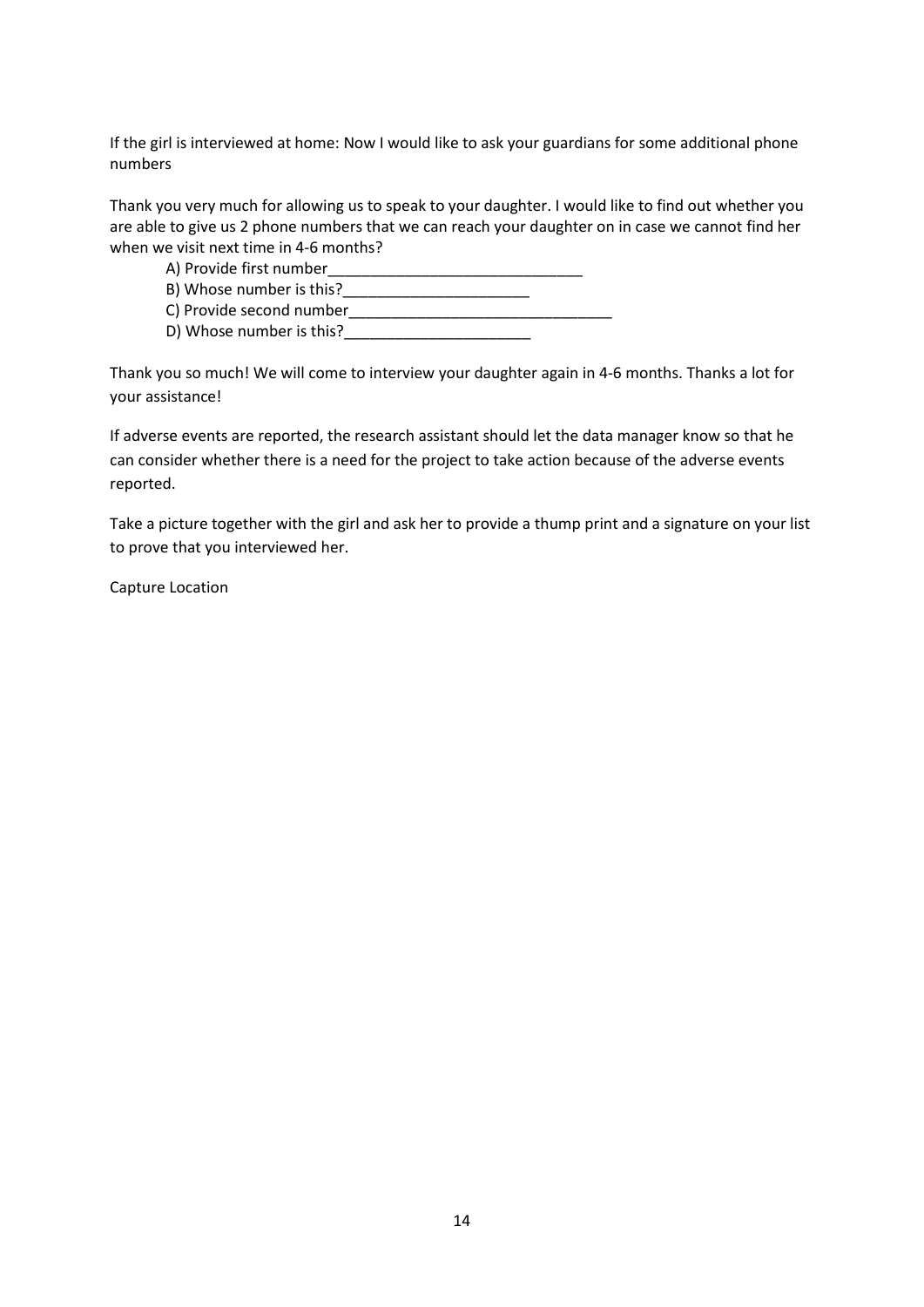If the girl is interviewed at home: Now I would like to ask your guardians for some additional phone numbers

Thank you very much for allowing us to speak to your daughter. I would like to find out whether you are able to give us 2 phone numbers that we can reach your daughter on in case we cannot find her when we visit next time in 4-6 months?

A) Provide first number______________________________

B) Whose number is this?______________________

C) Provide second number________________________________

D) Whose number is this?______________________

Thank you so much! We will come to interview your daughter again in 4-6 months. Thanks a lot for your assistance!

If adverse events are reported, the research assistant should let the data manager know so that he can consider whether there is a need for the project to take action because of the adverse events reported.

Take a picture together with the girl and ask her to provide a thump print and a signature on your list to prove that you interviewed her.

Capture Location